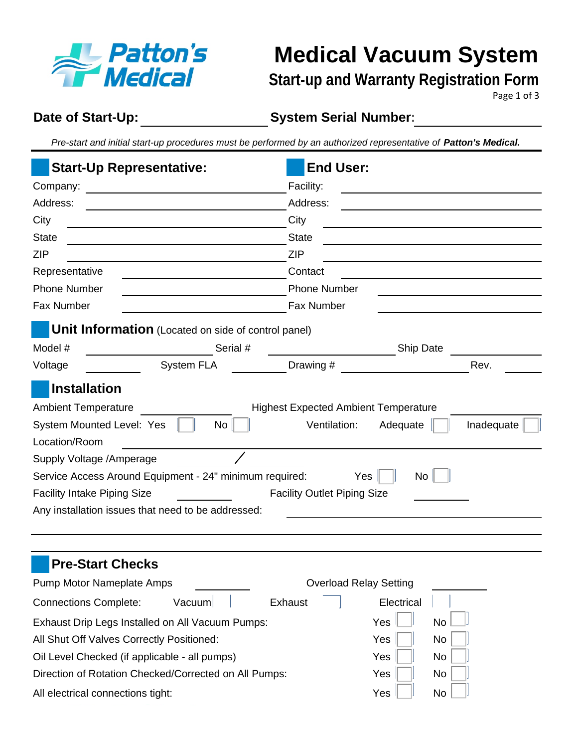# Medical Vacuum System

## Start-up and Warranty Registration Form

**Date of Start-Up:** ____________________ **System Serial Number:** ____________________

*Pre-start and initial start-up procedures must be performed by an authorized representative of* ***Patton's Medical.***

## Start-Up Representative:

Company: ____________________

Address: ____________________

City ____________________

State ____________________

ZIP ____________________

Representative ____________________

Phone Number ____________________

Fax Number ____________________

## End User:

Facility: ____________________

Address: ____________________

City ____________________

State ____________________

ZIP ____________________

Contact ____________________

Phone Number ____________________

Fax Number ____________________

## Unit Information (Located on side of control panel)

Model # ____________ Serial # ____________ Ship Date ____________

Voltage ________ System FLA ________ Drawing # ____________ Rev. ________

## Installation

Ambient Temperature ____________ Highest Expected Ambient Temperature ____________

System Mounted Level: Yes ☐ No ☐ Ventilation: Adequate ☐ Inadequate ☐

Location/Room ____________________

Supply Voltage /Amperage ________ / ________

Service Access Around Equipment - 24" minimum required: Yes ☐ No ☐

Facility Intake Piping Size ________ Facility Outlet Piping Size ________

Any installation issues that need to be addressed: ____________________

## Pre-Start Checks

Pump Motor Nameplate Amps ________ Overload Relay Setting ________

Connections Complete: Vacuum ☐ Exhaust ☐ Electrical ☐

Exhaust Drip Legs Installed on All Vacuum Pumps: Yes ☐ No ☐

All Shut Off Valves Correctly Positioned: Yes ☐ No ☐

Oil Level Checked (if applicable - all pumps) Yes ☐ No ☐

Direction of Rotation Checked/Corrected on All Pumps: Yes ☐ No ☐

All electrical connections tight: Yes ☐ No ☐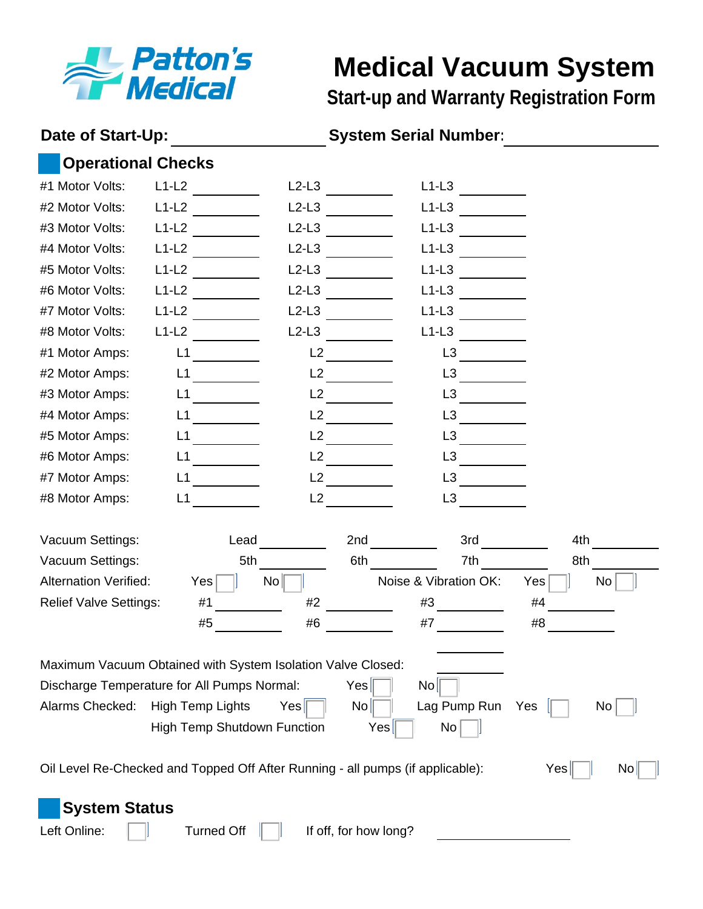Patton's Medical

# Medical Vacuum System

## Start-up and Warranty Registration Form

**Date of Start-Up:** ________________ **System Serial Number:** ________________

## Operational Checks

| | | | |
|---|---|---|---|
| #1 Motor Volts: | L1-L2 ________ | L2-L3 ________ | L1-L3 ________ |
| #2 Motor Volts: | L1-L2 ________ | L2-L3 ________ | L1-L3 ________ |
| #3 Motor Volts: | L1-L2 ________ | L2-L3 ________ | L1-L3 ________ |
| #4 Motor Volts: | L1-L2 ________ | L2-L3 ________ | L1-L3 ________ |
| #5 Motor Volts: | L1-L2 ________ | L2-L3 ________ | L1-L3 ________ |
| #6 Motor Volts: | L1-L2 ________ | L2-L3 ________ | L1-L3 ________ |
| #7 Motor Volts: | L1-L2 ________ | L2-L3 ________ | L1-L3 ________ |
| #8 Motor Volts: | L1-L2 ________ | L2-L3 ________ | L1-L3 ________ |
| #1 Motor Amps: | L1 ________ | L2 ________ | L3 ________ |
| #2 Motor Amps: | L1 ________ | L2 ________ | L3 ________ |
| #3 Motor Amps: | L1 ________ | L2 ________ | L3 ________ |
| #4 Motor Amps: | L1 ________ | L2 ________ | L3 ________ |
| #5 Motor Amps: | L1 ________ | L2 ________ | L3 ________ |
| #6 Motor Amps: | L1 ________ | L2 ________ | L3 ________ |
| #7 Motor Amps: | L1 ________ | L2 ________ | L3 ________ |
| #8 Motor Amps: | L1 ________ | L2 ________ | L3 ________ |

Vacuum Settings: Lead ________ 2nd ________ 3rd ________ 4th ________

Vacuum Settings: 5th ________ 6th ________ 7th ________ 8th ________

Alternation Verified: Yes ☐ No ☐ Noise & Vibration OK: Yes ☐ No ☐

Relief Valve Settings: #1 ________ #2 ________ #3 ________ #4 ________

#5 ________ #6 ________ #7 ________ #8 ________

Maximum Vacuum Obtained with System Isolation Valve Closed: ________

Discharge Temperature for All Pumps Normal: Yes ☐ No ☐

Alarms Checked: High Temp Lights Yes ☐ No ☐ Lag Pump Run Yes ☐ No ☐

High Temp Shutdown Function Yes ☐ No ☐

Oil Level Re-Checked and Topped Off After Running - all pumps (if applicable): Yes ☐ No ☐

## System Status

Left Online: ☐ Turned Off ☐ If off, for how long? ________________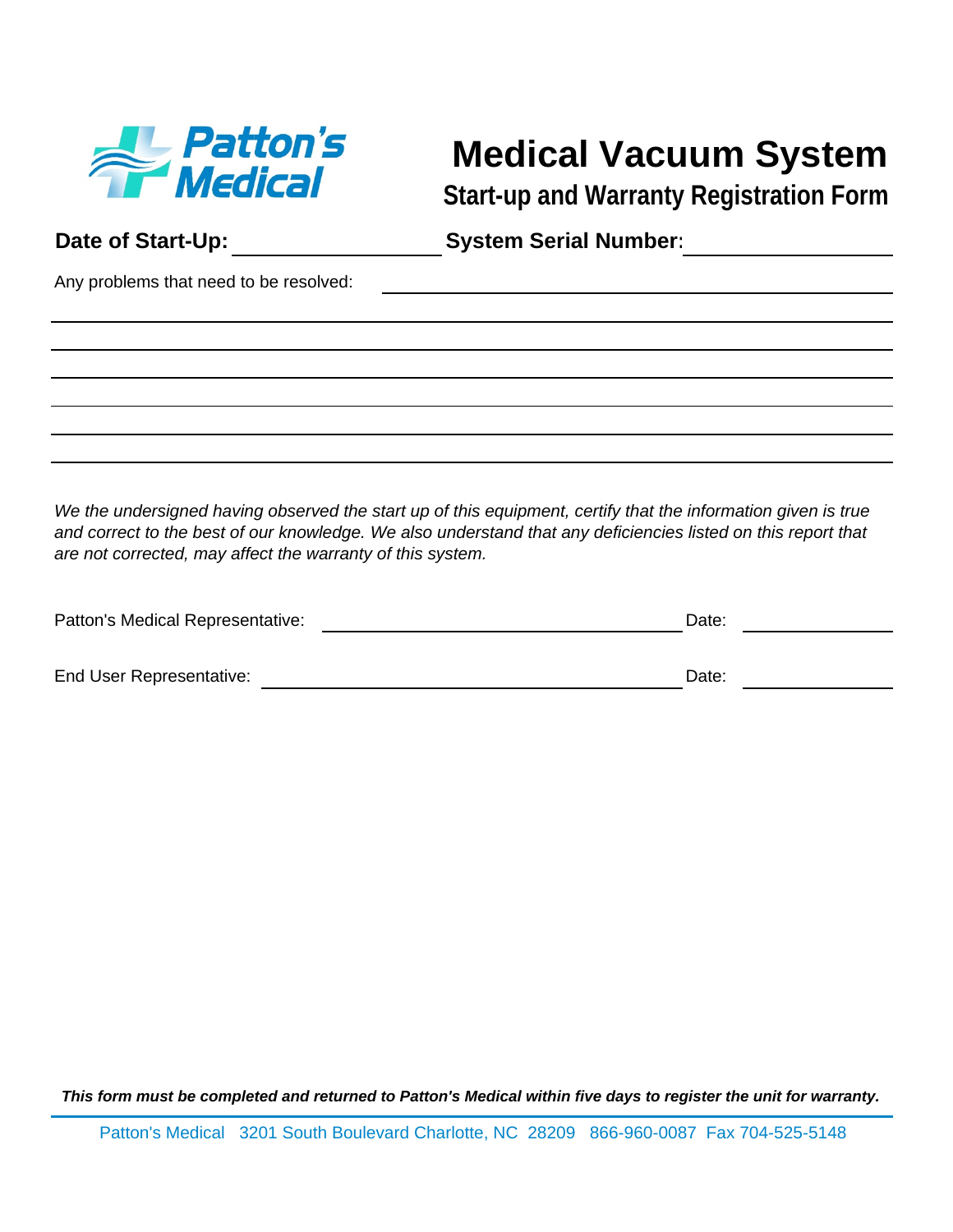Patton's Medical

# Medical Vacuum System

## Start-up and Warranty Registration Form

**Date of Start-Up:** ____________________ **System Serial Number**: ____________________

Any problems that need to be resolved: ________________________________________

________________________________________________________________________

________________________________________________________________________

________________________________________________________________________

________________________________________________________________________

________________________________________________________________________

________________________________________________________________________

*We the undersigned having observed the start up of this equipment, certify that the information given is true and correct to the best of our knowledge. We also understand that any deficiencies listed on this report that are not corrected, may affect the warranty of this system.*

Patton's Medical Representative: ________________________________ Date: ____________

End User Representative: ________________________________ Date: ____________

***This form must be completed and returned to Patton's Medical within five days to register the unit for warranty.***

Patton's Medical 3201 South Boulevard Charlotte, NC 28209 866-960-0087 Fax 704-525-5148